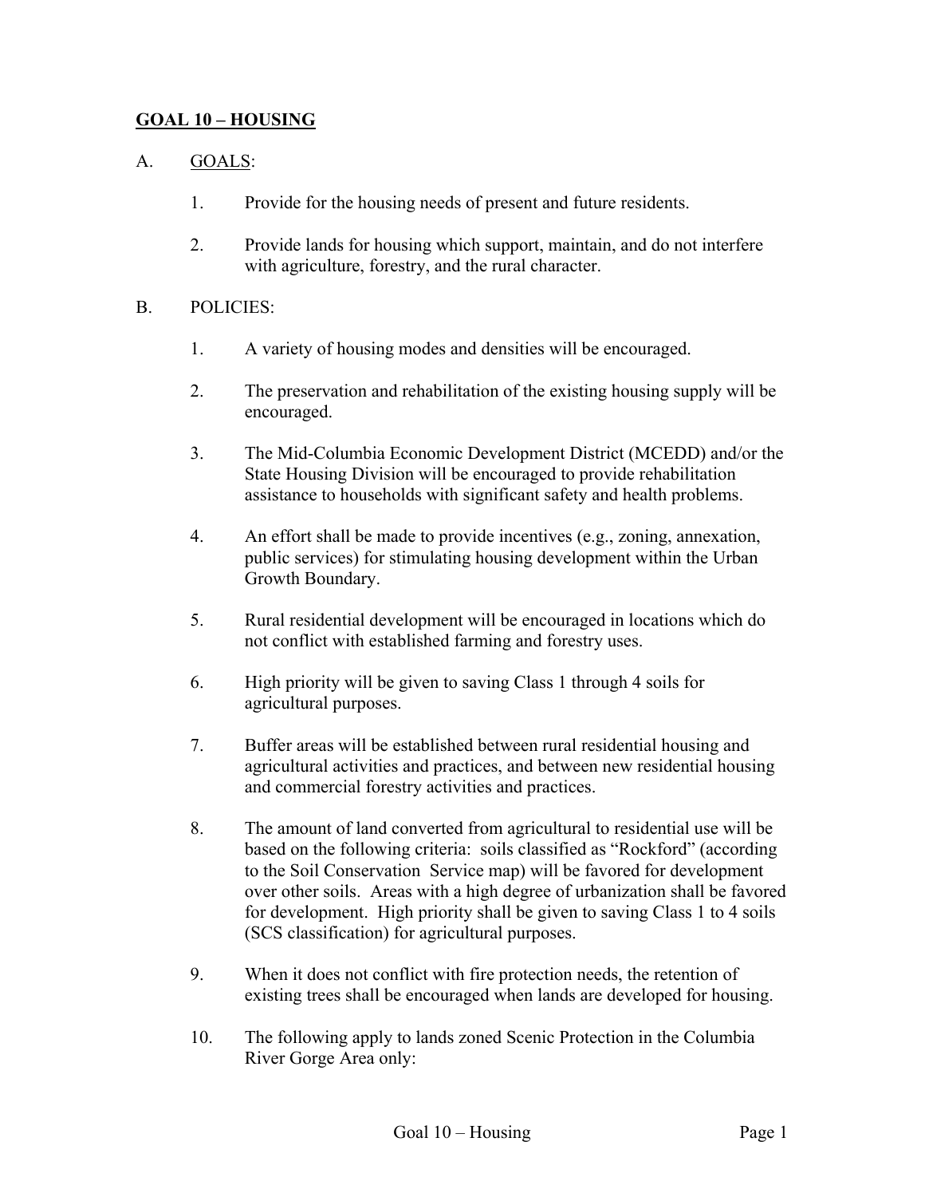## GOAL 10 – HOUSING

A. GOALS:

1. Provide for the housing needs of present and future residents.

2. Provide lands for housing which support, maintain, and do not interfere with agriculture, forestry, and the rural character.

B. POLICIES:

1. A variety of housing modes and densities will be encouraged.

2. The preservation and rehabilitation of the existing housing supply will be encouraged.

3. The Mid-Columbia Economic Development District (MCEDD) and/or the State Housing Division will be encouraged to provide rehabilitation assistance to households with significant safety and health problems.

4. An effort shall be made to provide incentives (e.g., zoning, annexation, public services) for stimulating housing development within the Urban Growth Boundary.

5. Rural residential development will be encouraged in locations which do not conflict with established farming and forestry uses.

6. High priority will be given to saving Class 1 through 4 soils for agricultural purposes.

7. Buffer areas will be established between rural residential housing and agricultural activities and practices, and between new residential housing and commercial forestry activities and practices.

8. The amount of land converted from agricultural to residential use will be based on the following criteria: soils classified as "Rockford" (according to the Soil Conservation Service map) will be favored for development over other soils. Areas with a high degree of urbanization shall be favored for development. High priority shall be given to saving Class 1 to 4 soils (SCS classification) for agricultural purposes.

9. When it does not conflict with fire protection needs, the retention of existing trees shall be encouraged when lands are developed for housing.

10. The following apply to lands zoned Scenic Protection in the Columbia River Gorge Area only: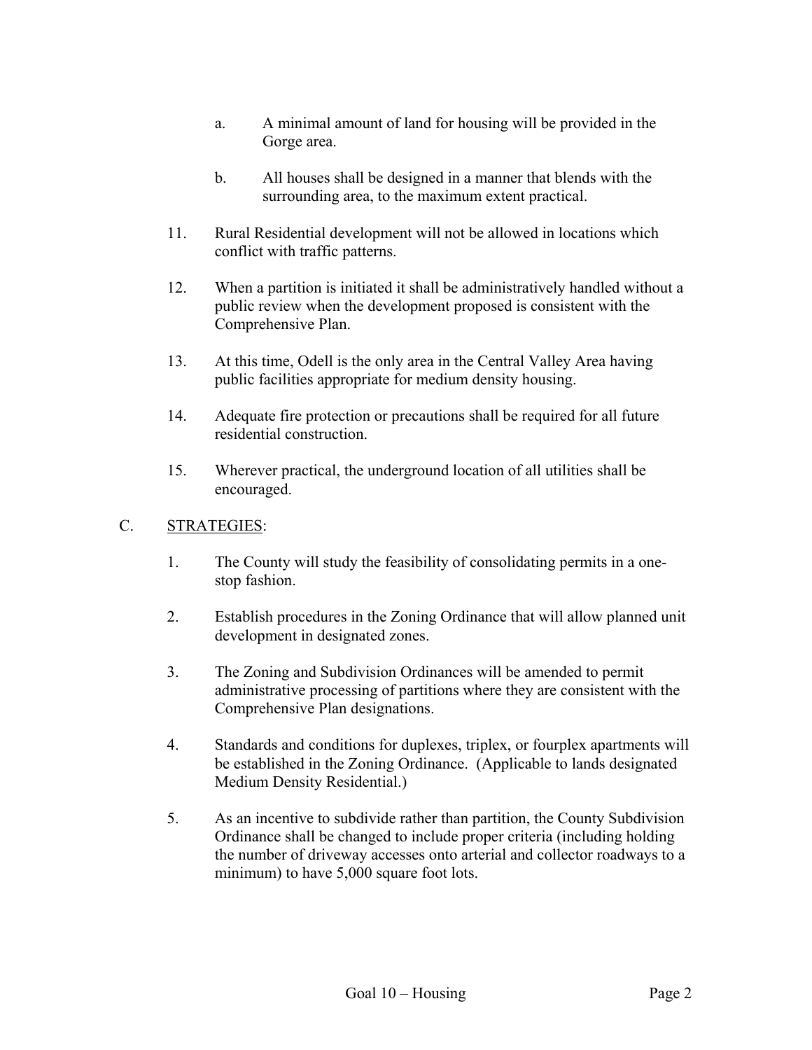a. A minimal amount of land for housing will be provided in the Gorge area.

b. All houses shall be designed in a manner that blends with the surrounding area, to the maximum extent practical.

11. Rural Residential development will not be allowed in locations which conflict with traffic patterns.

12. When a partition is initiated it shall be administratively handled without a public review when the development proposed is consistent with the Comprehensive Plan.

13. At this time, Odell is the only area in the Central Valley Area having public facilities appropriate for medium density housing.

14. Adequate fire protection or precautions shall be required for all future residential construction.

15. Wherever practical, the underground location of all utilities shall be encouraged.

## C. STRATEGIES:

1. The County will study the feasibility of consolidating permits in a one-stop fashion.

2. Establish procedures in the Zoning Ordinance that will allow planned unit development in designated zones.

3. The Zoning and Subdivision Ordinances will be amended to permit administrative processing of partitions where they are consistent with the Comprehensive Plan designations.

4. Standards and conditions for duplexes, triplex, or fourplex apartments will be established in the Zoning Ordinance. (Applicable to lands designated Medium Density Residential.)

5. As an incentive to subdivide rather than partition, the County Subdivision Ordinance shall be changed to include proper criteria (including holding the number of driveway accesses onto arterial and collector roadways to a minimum) to have 5,000 square foot lots.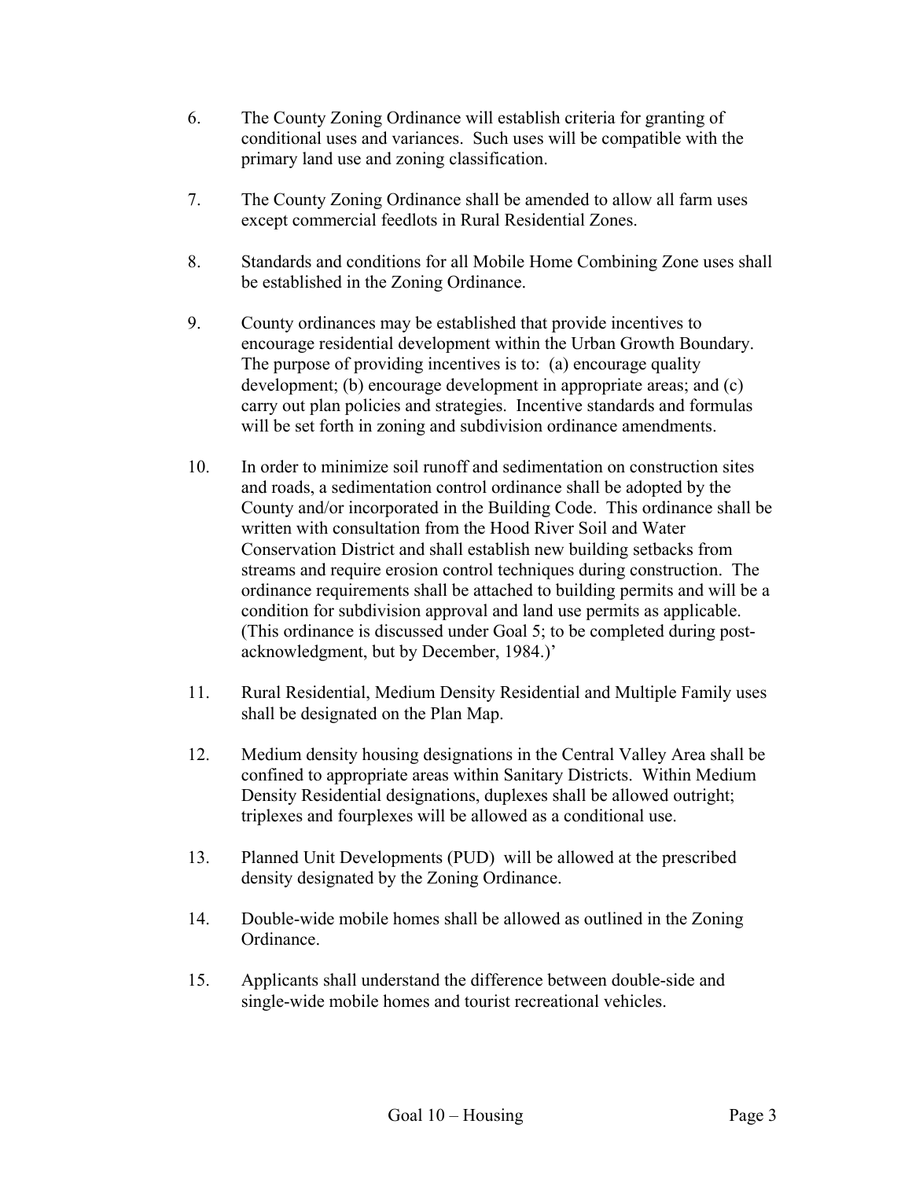6. The County Zoning Ordinance will establish criteria for granting of conditional uses and variances. Such uses will be compatible with the primary land use and zoning classification.

7. The County Zoning Ordinance shall be amended to allow all farm uses except commercial feedlots in Rural Residential Zones.

8. Standards and conditions for all Mobile Home Combining Zone uses shall be established in the Zoning Ordinance.

9. County ordinances may be established that provide incentives to encourage residential development within the Urban Growth Boundary. The purpose of providing incentives is to: (a) encourage quality development; (b) encourage development in appropriate areas; and (c) carry out plan policies and strategies. Incentive standards and formulas will be set forth in zoning and subdivision ordinance amendments.

10. In order to minimize soil runoff and sedimentation on construction sites and roads, a sedimentation control ordinance shall be adopted by the County and/or incorporated in the Building Code. This ordinance shall be written with consultation from the Hood River Soil and Water Conservation District and shall establish new building setbacks from streams and require erosion control techniques during construction. The ordinance requirements shall be attached to building permits and will be a condition for subdivision approval and land use permits as applicable. (This ordinance is discussed under Goal 5; to be completed during post-acknowledgment, but by December, 1984.)'

11. Rural Residential, Medium Density Residential and Multiple Family uses shall be designated on the Plan Map.

12. Medium density housing designations in the Central Valley Area shall be confined to appropriate areas within Sanitary Districts. Within Medium Density Residential designations, duplexes shall be allowed outright; triplexes and fourplexes will be allowed as a conditional use.

13. Planned Unit Developments (PUD) will be allowed at the prescribed density designated by the Zoning Ordinance.

14. Double-wide mobile homes shall be allowed as outlined in the Zoning Ordinance.

15. Applicants shall understand the difference between double-side and single-wide mobile homes and tourist recreational vehicles.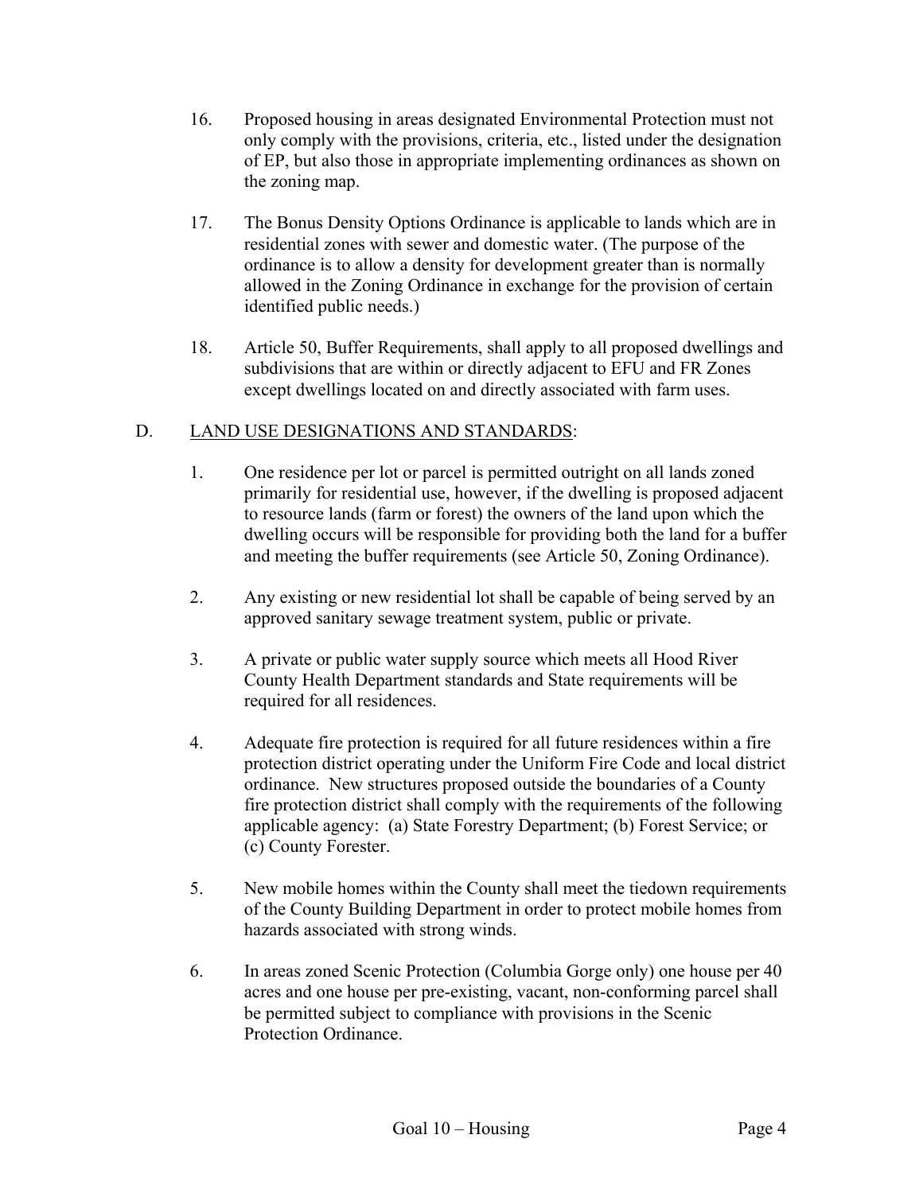16. Proposed housing in areas designated Environmental Protection must not only comply with the provisions, criteria, etc., listed under the designation of EP, but also those in appropriate implementing ordinances as shown on the zoning map.

17. The Bonus Density Options Ordinance is applicable to lands which are in residential zones with sewer and domestic water. (The purpose of the ordinance is to allow a density for development greater than is normally allowed in the Zoning Ordinance in exchange for the provision of certain identified public needs.)

18. Article 50, Buffer Requirements, shall apply to all proposed dwellings and subdivisions that are within or directly adjacent to EFU and FR Zones except dwellings located on and directly associated with farm uses.

D. <u>LAND USE DESIGNATIONS AND STANDARDS</u>:

1. One residence per lot or parcel is permitted outright on all lands zoned primarily for residential use, however, if the dwelling is proposed adjacent to resource lands (farm or forest) the owners of the land upon which the dwelling occurs will be responsible for providing both the land for a buffer and meeting the buffer requirements (see Article 50, Zoning Ordinance).

2. Any existing or new residential lot shall be capable of being served by an approved sanitary sewage treatment system, public or private.

3. A private or public water supply source which meets all Hood River County Health Department standards and State requirements will be required for all residences.

4. Adequate fire protection is required for all future residences within a fire protection district operating under the Uniform Fire Code and local district ordinance. New structures proposed outside the boundaries of a County fire protection district shall comply with the requirements of the following applicable agency: (a) State Forestry Department; (b) Forest Service; or (c) County Forester.

5. New mobile homes within the County shall meet the tiedown requirements of the County Building Department in order to protect mobile homes from hazards associated with strong winds.

6. In areas zoned Scenic Protection (Columbia Gorge only) one house per 40 acres and one house per pre-existing, vacant, non-conforming parcel shall be permitted subject to compliance with provisions in the Scenic Protection Ordinance.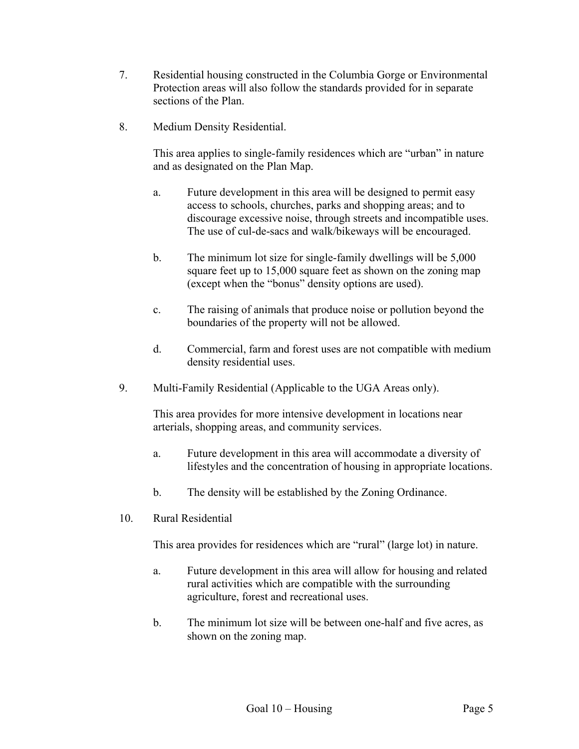7. Residential housing constructed in the Columbia Gorge or Environmental Protection areas will also follow the standards provided for in separate sections of the Plan.

8. Medium Density Residential.

   This area applies to single-family residences which are "urban" in nature and as designated on the Plan Map.

   a. Future development in this area will be designed to permit easy access to schools, churches, parks and shopping areas; and to discourage excessive noise, through streets and incompatible uses. The use of cul-de-sacs and walk/bikeways will be encouraged.

   b. The minimum lot size for single-family dwellings will be 5,000 square feet up to 15,000 square feet as shown on the zoning map (except when the "bonus" density options are used).

   c. The raising of animals that produce noise or pollution beyond the boundaries of the property will not be allowed.

   d. Commercial, farm and forest uses are not compatible with medium density residential uses.

9. Multi-Family Residential (Applicable to the UGA Areas only).

   This area provides for more intensive development in locations near arterials, shopping areas, and community services.

   a. Future development in this area will accommodate a diversity of lifestyles and the concentration of housing in appropriate locations.

   b. The density will be established by the Zoning Ordinance.

10. Rural Residential

    This area provides for residences which are "rural" (large lot) in nature.

    a. Future development in this area will allow for housing and related rural activities which are compatible with the surrounding agriculture, forest and recreational uses.

    b. The minimum lot size will be between one-half and five acres, as shown on the zoning map.